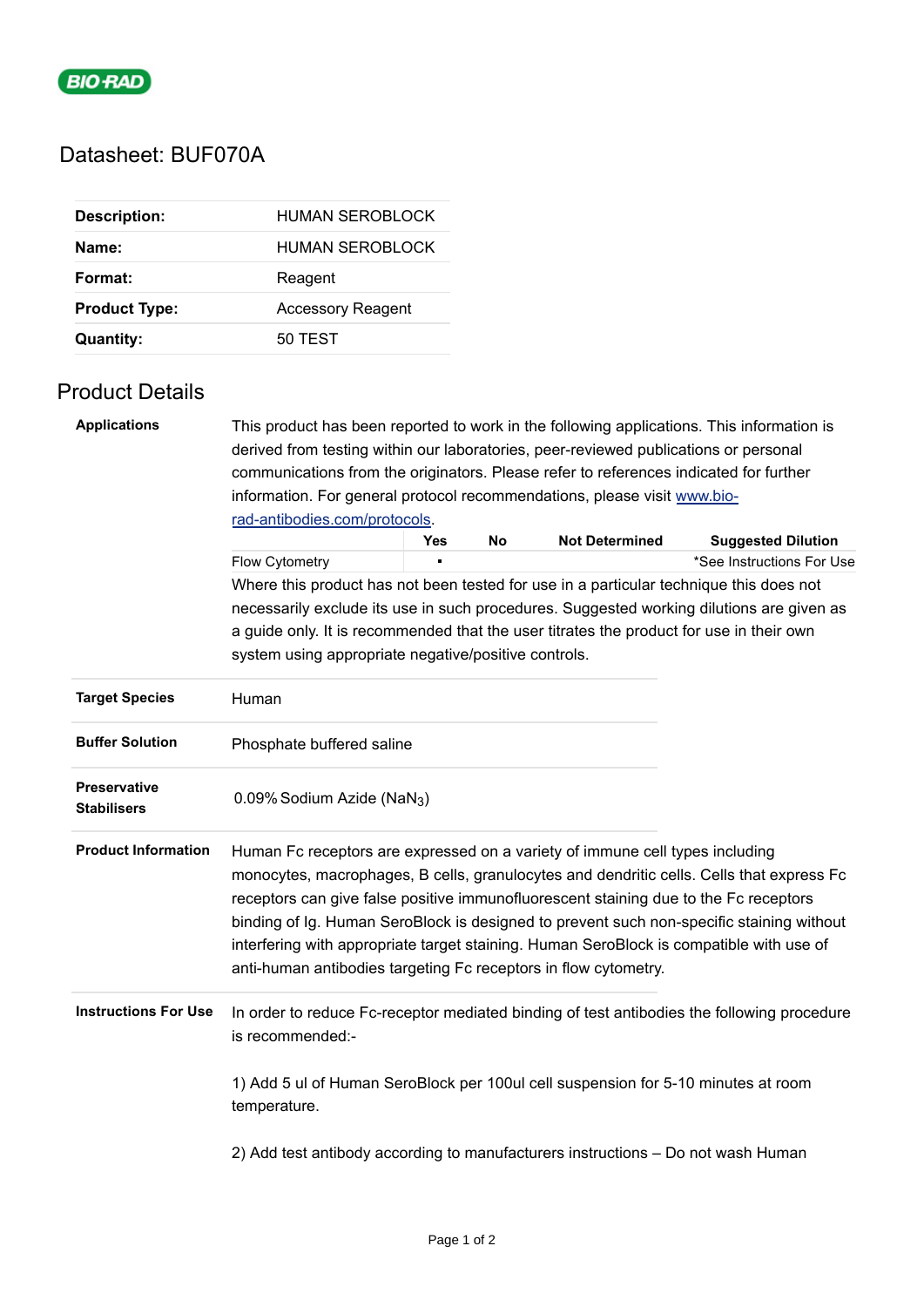BIO-RAD

# Datasheet: BUF070A

| | |
|---|---|
| **Description:** | HUMAN SEROBLOCK |
| **Name:** | HUMAN SEROBLOCK |
| **Format:** | Reagent |
| **Product Type:** | Accessory Reagent |
| **Quantity:** | 50 TEST |

## Product Details

**Applications**

This product has been reported to work in the following applications. This information is derived from testing within our laboratories, peer-reviewed publications or personal communications from the originators. Please refer to references indicated for further information. For general protocol recommendations, please visit [www.bio-rad-antibodies.com/protocols](www.bio-rad-antibodies.com/protocols).

| | Yes | No | Not Determined | Suggested Dilution |
|---|---|---|---|---|
| Flow Cytometry | ▪ | | | *See Instructions For Use |

Where this product has not been tested for use in a particular technique this does not necessarily exclude its use in such procedures. Suggested working dilutions are given as a guide only. It is recommended that the user titrates the product for use in their own system using appropriate negative/positive controls.

**Target Species**

Human

**Buffer Solution**

Phosphate buffered saline

**Preservative Stabilisers**

0.09% Sodium Azide ($NaN_3$)

**Product Information**

Human Fc receptors are expressed on a variety of immune cell types including monocytes, macrophages, B cells, granulocytes and dendritic cells. Cells that express Fc receptors can give false positive immunofluorescent staining due to the Fc receptors binding of Ig. Human SeroBlock is designed to prevent such non-specific staining without interfering with appropriate target staining. Human SeroBlock is compatible with use of anti-human antibodies targeting Fc receptors in flow cytometry.

**Instructions For Use**

In order to reduce Fc-receptor mediated binding of test antibodies the following procedure is recommended:-

1) Add 5 ul of Human SeroBlock per 100ul cell suspension for 5-10 minutes at room temperature.

2) Add test antibody according to manufacturers instructions – Do not wash Human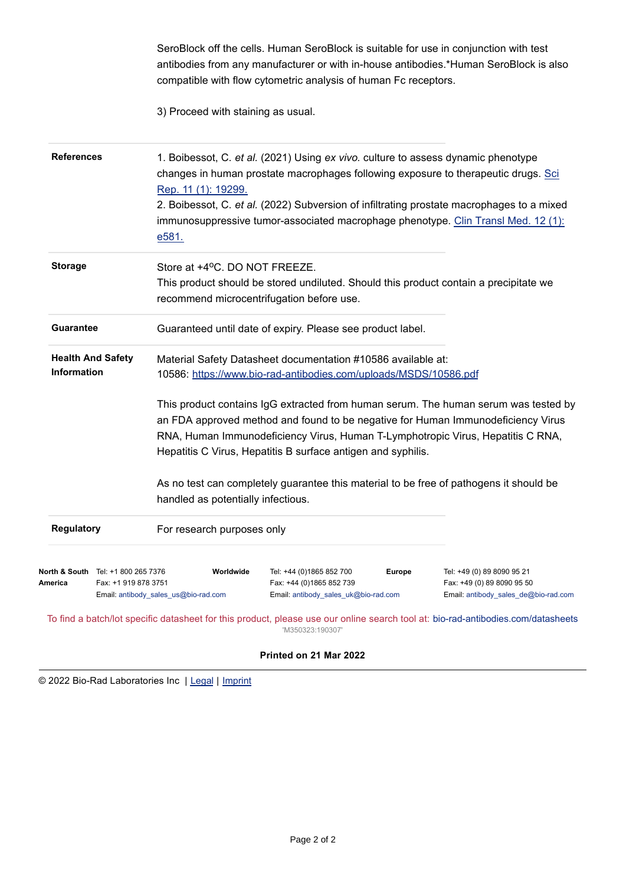SeroBlock off the cells. Human SeroBlock is suitable for use in conjunction with test antibodies from any manufacturer or with in-house antibodies.*Human SeroBlock is also compatible with flow cytometric analysis of human Fc receptors.

3) Proceed with staining as usual.

| | |
|---|---|
| **References** | 1. Boibessot, C. *et al.* (2021) Using *ex vivo.* culture to assess dynamic phenotype changes in human prostate macrophages following exposure to therapeutic drugs. Sci Rep. 11 (1): 19299.<br>2. Boibessot, C. *et al.* (2022) Subversion of infiltrating prostate macrophages to a mixed immunosuppressive tumor-associated macrophage phenotype. Clin Transl Med. 12 (1): e581. |
| **Storage** | Store at +4ºC. DO NOT FREEZE.<br>This product should be stored undiluted. Should this product contain a precipitate we recommend microcentrifugation before use. |
| **Guarantee** | Guaranteed until date of expiry. Please see product label. |
| **Health And Safety Information** | Material Safety Datasheet documentation #10586 available at:<br>10586: https://www.bio-rad-antibodies.com/uploads/MSDS/10586.pdf<br><br>This product contains IgG extracted from human serum. The human serum was tested by an FDA approved method and found to be negative for Human Immunodeficiency Virus RNA, Human Immunodeficiency Virus, Human T-Lymphotropic Virus, Hepatitis C RNA, Hepatitis C Virus, Hepatitis B surface antigen and syphilis.<br><br>As no test can completely guarantee this material to be free of pathogens it should be handled as potentially infectious. |
| **Regulatory** | For research purposes only |

| | | | | | |
|---|---|---|---|---|---|
| **North & South America** | Tel: +1 800 265 7376<br>Fax: +1 919 878 3751<br>Email: antibody_sales_us@bio-rad.com | **Worldwide** | Tel: +44 (0)1865 852 700<br>Fax: +44 (0)1865 852 739<br>Email: antibody_sales_uk@bio-rad.com | **Europe** | Tel: +49 (0) 89 8090 95 21<br>Fax: +49 (0) 89 8090 95 50<br>Email: antibody_sales_de@bio-rad.com |

To find a batch/lot specific datasheet for this product, please use our online search tool at: bio-rad-antibodies.com/datasheets

'M350323:190307'

**Printed on 21 Mar 2022**

© 2022 Bio-Rad Laboratories Inc | Legal | Imprint